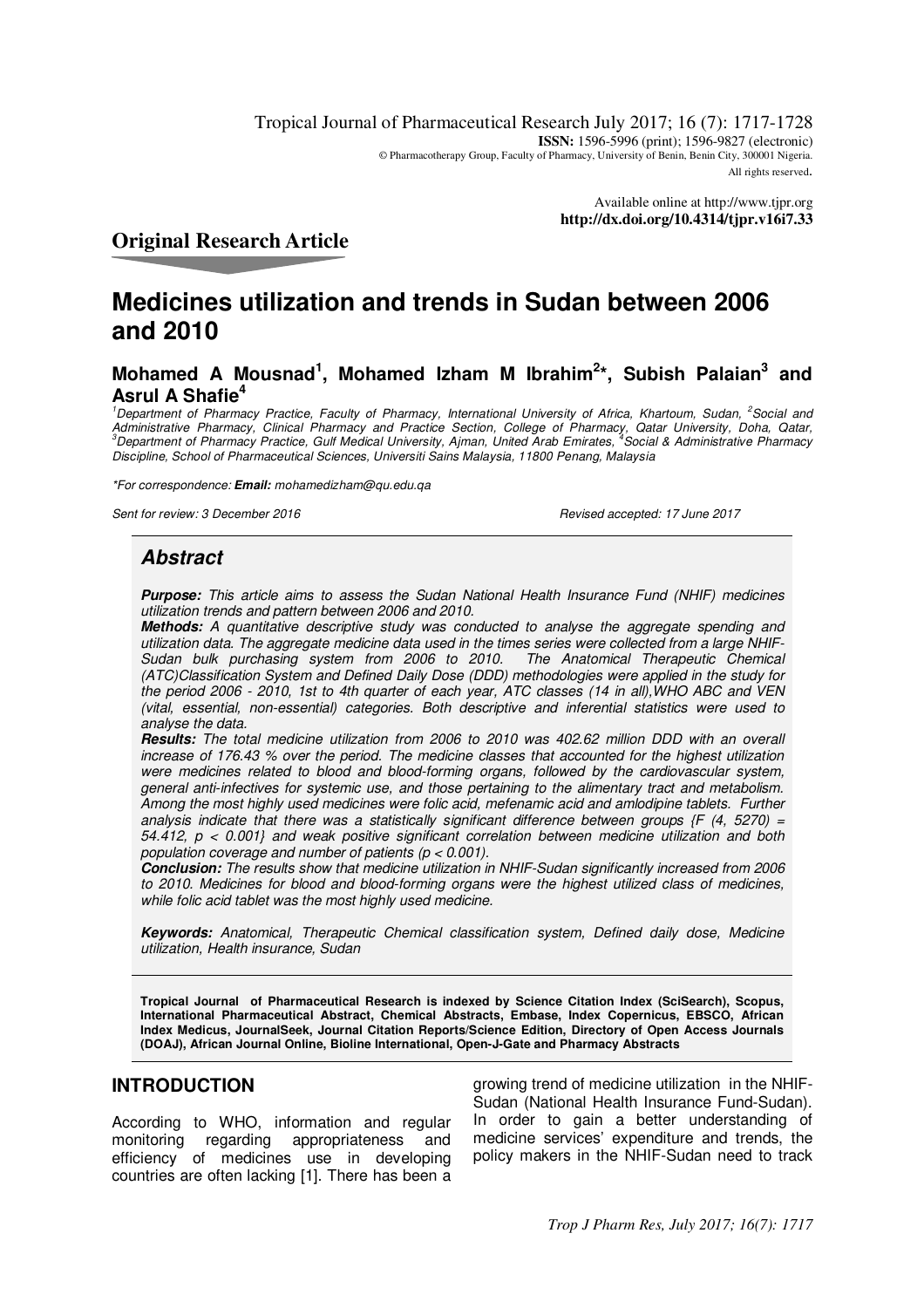Tropical Journal of Pharmaceutical Research July 2017; 16 (7): 1717-1728
**ISSN:** 1596-5996 (print); 1596-9827 (electronic)
© Pharmacotherapy Group, Faculty of Pharmacy, University of Benin, Benin City, 300001 Nigeria.
All rights reserved.

Available online at http://www.tjpr.org
**http://dx.doi.org/10.4314/tjpr.v16i7.33**

## Original Research Article

# Medicines utilization and trends in Sudan between 2006 and 2010

**Mohamed A Mousnad[1], Mohamed Izham M Ibrahim[2]*, Subish Palaian[3] and Asrul A Shafie[4]**

*[1]Department of Pharmacy Practice, Faculty of Pharmacy, International University of Africa, Khartoum, Sudan, [2]Social and Administrative Pharmacy, Clinical Pharmacy and Practice Section, College of Pharmacy, Qatar University, Doha, Qatar, [3]Department of Pharmacy Practice, Gulf Medical University, Ajman, United Arab Emirates, [4]Social & Administrative Pharmacy Discipline, School of Pharmaceutical Sciences, Universiti Sains Malaysia, 11800 Penang, Malaysia*

*\*For correspondence: **Email:** mohamedizham@qu.edu.qa*

*Sent for review: 3 December 2016* *Revised accepted: 17 June 2017*

## Abstract

***Purpose:*** *This article aims to assess the Sudan National Health Insurance Fund (NHIF) medicines utilization trends and pattern between 2006 and 2010.*

***Methods:*** *A quantitative descriptive study was conducted to analyse the aggregate spending and utilization data. The aggregate medicine data used in the times series were collected from a large NHIF-Sudan bulk purchasing system from 2006 to 2010. The Anatomical Therapeutic Chemical (ATC)Classification System and Defined Daily Dose (DDD) methodologies were applied in the study for the period 2006 - 2010, 1st to 4th quarter of each year, ATC classes (14 in all),WHO ABC and VEN (vital, essential, non-essential) categories. Both descriptive and inferential statistics were used to analyse the data.*

***Results:*** *The total medicine utilization from 2006 to 2010 was 402.62 million DDD with an overall increase of 176.43 % over the period. The medicine classes that accounted for the highest utilization were medicines related to blood and blood-forming organs, followed by the cardiovascular system, general anti-infectives for systemic use, and those pertaining to the alimentary tract and metabolism. Among the most highly used medicines were folic acid, mefenamic acid and amlodipine tablets. Further analysis indicate that there was a statistically significant difference between groups {$F (4, 5270) = 54.412$, $p < 0.001$} and weak positive significant correlation between medicine utilization and both population coverage and number of patients ($p < 0.001$).*

***Conclusion:*** *The results show that medicine utilization in NHIF-Sudan significantly increased from 2006 to 2010. Medicines for blood and blood-forming organs were the highest utilized class of medicines, while folic acid tablet was the most highly used medicine.*

***Keywords:*** *Anatomical, Therapeutic Chemical classification system, Defined daily dose, Medicine utilization, Health insurance, Sudan*

**Tropical Journal of Pharmaceutical Research is indexed by Science Citation Index (SciSearch), Scopus, International Pharmaceutical Abstract, Chemical Abstracts, Embase, Index Copernicus, EBSCO, African Index Medicus, JournalSeek, Journal Citation Reports/Science Edition, Directory of Open Access Journals (DOAJ), African Journal Online, Bioline International, Open-J-Gate and Pharmacy Abstracts**

## INTRODUCTION

According to WHO, information and regular monitoring regarding appropriateness and efficiency of medicines use in developing countries are often lacking [1]. There has been a growing trend of medicine utilization in the NHIF-Sudan (National Health Insurance Fund-Sudan). In order to gain a better understanding of medicine services' expenditure and trends, the policy makers in the NHIF-Sudan need to track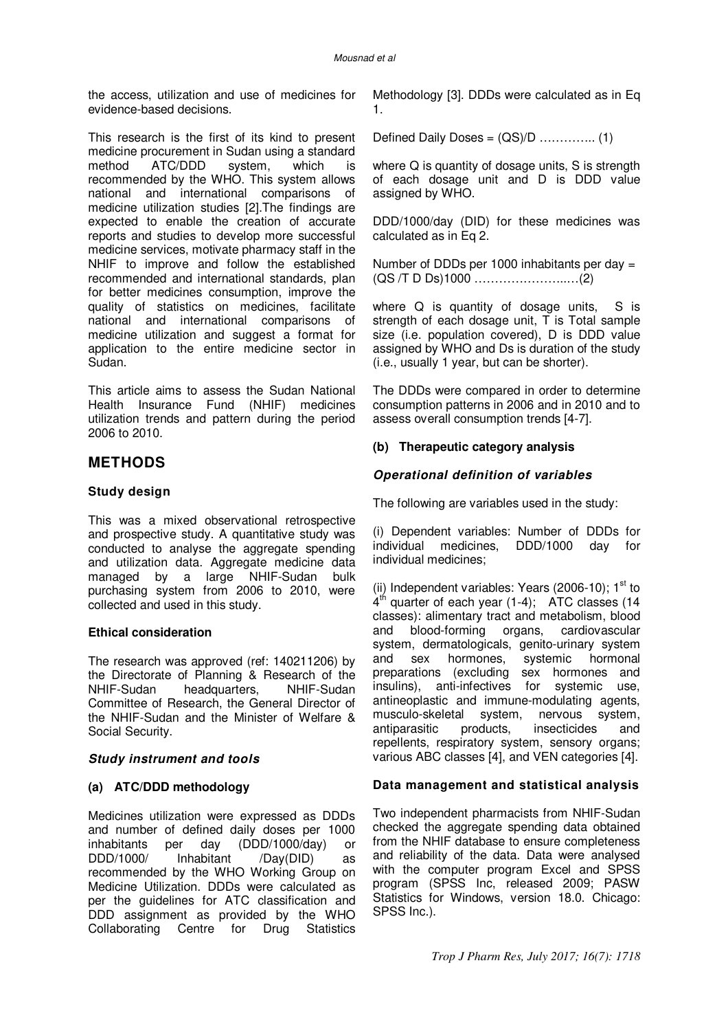the access, utilization and use of medicines for evidence-based decisions.

This research is the first of its kind to present medicine procurement in Sudan using a standard method ATC/DDD system, which is recommended by the WHO. This system allows national and international comparisons of medicine utilization studies [2].The findings are expected to enable the creation of accurate reports and studies to develop more successful medicine services, motivate pharmacy staff in the NHIF to improve and follow the established recommended and international standards, plan for better medicines consumption, improve the quality of statistics on medicines, facilitate national and international comparisons of medicine utilization and suggest a format for application to the entire medicine sector in Sudan.

This article aims to assess the Sudan National Health Insurance Fund (NHIF) medicines utilization trends and pattern during the period 2006 to 2010.

## METHODS

### Study design

This was a mixed observational retrospective and prospective study. A quantitative study was conducted to analyse the aggregate spending and utilization data. Aggregate medicine data managed by a large NHIF-Sudan bulk purchasing system from 2006 to 2010, were collected and used in this study.

### Ethical consideration

The research was approved (ref: 140211206) by the Directorate of Planning & Research of the NHIF-Sudan headquarters, NHIF-Sudan Committee of Research, the General Director of the NHIF-Sudan and the Minister of Welfare & Social Security.

#### *Study instrument and tools*

**(a) ATC/DDD methodology**

Medicines utilization were expressed as DDDs and number of defined daily doses per 1000 inhabitants per day (DDD/1000/day) or DDD/1000/ Inhabitant /Day(DID) as recommended by the WHO Working Group on Medicine Utilization. DDDs were calculated as per the guidelines for ATC classification and DDD assignment as provided by the WHO Collaborating Centre for Drug Statistics Methodology [3]. DDDs were calculated as in Eq 1.

Defined Daily Doses = $(QS)/D$ ………….. (1)

where Q is quantity of dosage units, S is strength of each dosage unit and D is DDD value assigned by WHO.

DDD/1000/day (DID) for these medicines was calculated as in Eq 2.

Number of DDDs per 1000 inhabitants per day = $(QS / T\ D\ Ds)1000$ ………………..….(2)

where Q is quantity of dosage units, S is strength of each dosage unit, T is Total sample size (i.e. population covered), D is DDD value assigned by WHO and Ds is duration of the study (i.e., usually 1 year, but can be shorter).

The DDDs were compared in order to determine consumption patterns in 2006 and in 2010 and to assess overall consumption trends [4-7].

**(b) Therapeutic category analysis**

#### *Operational definition of variables*

The following are variables used in the study:

(i) Dependent variables: Number of DDDs for individual medicines, DDD/1000 day for individual medicines;

(ii) Independent variables: Years (2006-10); 1st to 4th quarter of each year (1-4); ATC classes (14 classes): alimentary tract and metabolism, blood and blood-forming organs, cardiovascular system, dermatologicals, genito-urinary system and sex hormones, systemic hormonal preparations (excluding sex hormones and insulins), anti-infectives for systemic use, antineoplastic and immune-modulating agents, musculo-skeletal system, nervous system, antiparasitic products, insecticides and repellents, respiratory system, sensory organs; various ABC classes [4], and VEN categories [4].

### Data management and statistical analysis

Two independent pharmacists from NHIF-Sudan checked the aggregate spending data obtained from the NHIF database to ensure completeness and reliability of the data. Data were analysed with the computer program Excel and SPSS program (SPSS Inc, released 2009; PASW Statistics for Windows, version 18.0. Chicago: SPSS Inc.).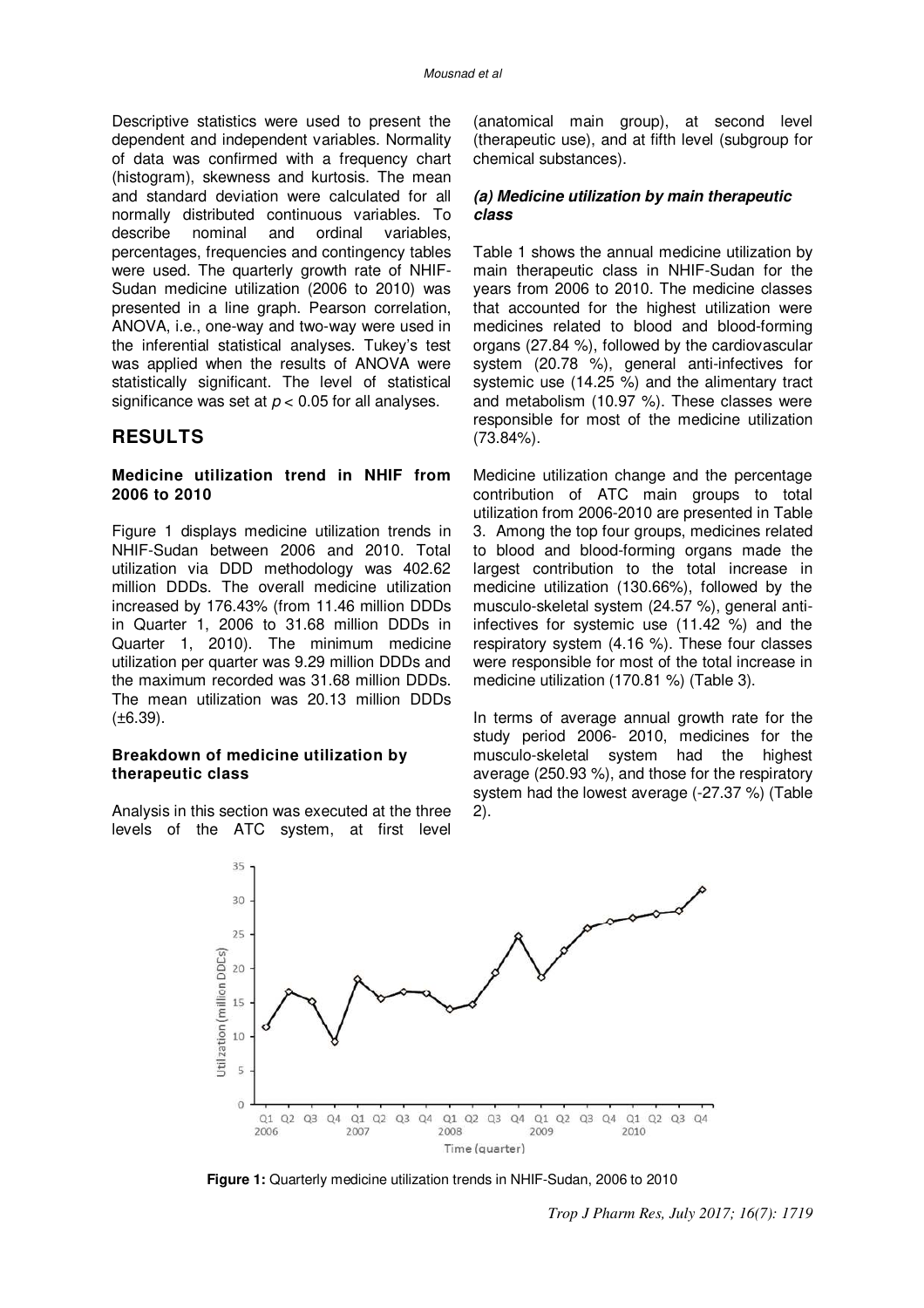Descriptive statistics were used to present the dependent and independent variables. Normality of data was confirmed with a frequency chart (histogram), skewness and kurtosis. The mean and standard deviation were calculated for all normally distributed continuous variables. To describe nominal and ordinal variables, percentages, frequencies and contingency tables were used. The quarterly growth rate of NHIF-Sudan medicine utilization (2006 to 2010) was presented in a line graph. Pearson correlation, ANOVA, i.e., one-way and two-way were used in the inferential statistical analyses. Tukey's test was applied when the results of ANOVA were statistically significant. The level of statistical significance was set at $p < 0.05$ for all analyses.

## RESULTS

### Medicine utilization trend in NHIF from 2006 to 2010

Figure 1 displays medicine utilization trends in NHIF-Sudan between 2006 and 2010. Total utilization via DDD methodology was 402.62 million DDDs. The overall medicine utilization increased by 176.43% (from 11.46 million DDDs in Quarter 1, 2006 to 31.68 million DDDs in Quarter 1, 2010). The minimum medicine utilization per quarter was 9.29 million DDDs and the maximum recorded was 31.68 million DDDs. The mean utilization was 20.13 million DDDs (±6.39).

### Breakdown of medicine utilization by therapeutic class

Analysis in this section was executed at the three levels of the ATC system, at first level (anatomical main group), at second level (therapeutic use), and at fifth level (subgroup for chemical substances).

#### *(a) Medicine utilization by main therapeutic class*

Table 1 shows the annual medicine utilization by main therapeutic class in NHIF-Sudan for the years from 2006 to 2010. The medicine classes that accounted for the highest utilization were medicines related to blood and blood-forming organs (27.84 %), followed by the cardiovascular system (20.78 %), general anti-infectives for systemic use (14.25 %) and the alimentary tract and metabolism (10.97 %). These classes were responsible for most of the medicine utilization (73.84%).

Medicine utilization change and the percentage contribution of ATC main groups to total utilization from 2006-2010 are presented in Table 3. Among the top four groups, medicines related to blood and blood-forming organs made the largest contribution to the total increase in medicine utilization (130.66%), followed by the musculo-skeletal system (24.57 %), general anti-infectives for systemic use (11.42 %) and the respiratory system (4.16 %). These four classes were responsible for most of the total increase in medicine utilization (170.81 %) (Table 3).

In terms of average annual growth rate for the study period 2006- 2010, medicines for the musculo-skeletal system had the highest average (250.93 %), and those for the respiratory system had the lowest average (-27.37 %) (Table 2).

**Figure 1:** Quarterly medicine utilization trends in NHIF-Sudan, 2006 to 2010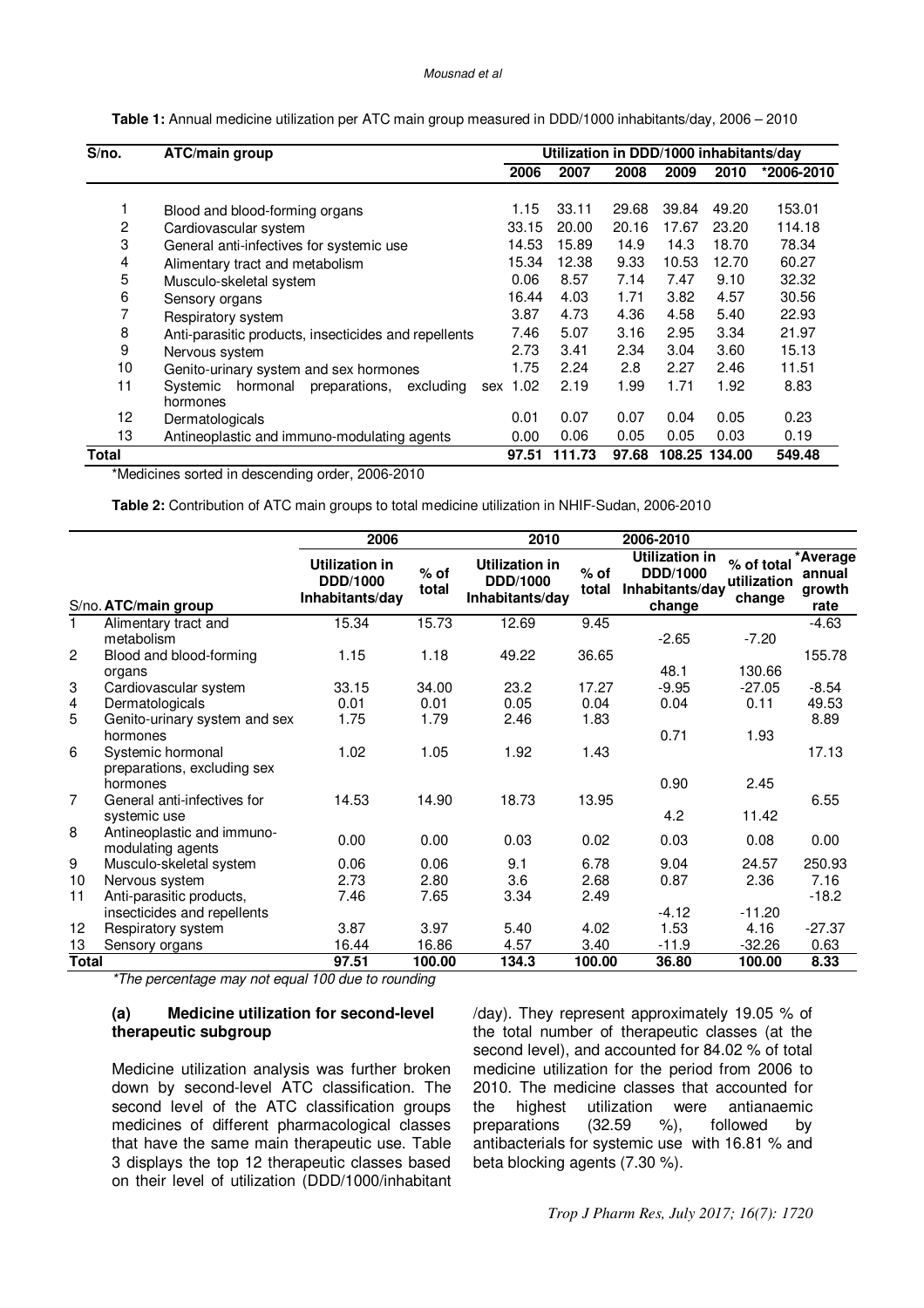**Table 1:** Annual medicine utilization per ATC main group measured in DDD/1000 inhabitants/day, 2006 – 2010

| S/no. | ATC/main group | Utilization in DDD/1000 inhabitants/day | | | | | |
|---|---|---|---|---|---|---|---|
| | | 2006 | 2007 | 2008 | 2009 | 2010 | *2006-2010 |
| 1 | Blood and blood-forming organs | 1.15 | 33.11 | 29.68 | 39.84 | 49.20 | 153.01 |
| 2 | Cardiovascular system | 33.15 | 20.00 | 20.16 | 17.67 | 23.20 | 114.18 |
| 3 | General anti-infectives for systemic use | 14.53 | 15.89 | 14.9 | 14.3 | 18.70 | 78.34 |
| 4 | Alimentary tract and metabolism | 15.34 | 12.38 | 9.33 | 10.53 | 12.70 | 60.27 |
| 5 | Musculo-skeletal system | 0.06 | 8.57 | 7.14 | 7.47 | 9.10 | 32.32 |
| 6 | Sensory organs | 16.44 | 4.03 | 1.71 | 3.82 | 4.57 | 30.56 |
| 7 | Respiratory system | 3.87 | 4.73 | 4.36 | 4.58 | 5.40 | 22.93 |
| 8 | Anti-parasitic products, insecticides and repellents | 7.46 | 5.07 | 3.16 | 2.95 | 3.34 | 21.97 |
| 9 | Nervous system | 2.73 | 3.41 | 2.34 | 3.04 | 3.60 | 15.13 |
| 10 | Genito-urinary system and sex hormones | 1.75 | 2.24 | 2.8 | 2.27 | 2.46 | 11.51 |
| 11 | Systemic hormonal preparations, excluding sex hormones | 1.02 | 2.19 | 1.99 | 1.71 | 1.92 | 8.83 |
| 12 | Dermatologicals | 0.01 | 0.07 | 0.07 | 0.04 | 0.05 | 0.23 |
| 13 | Antineoplastic and immuno-modulating agents | 0.00 | 0.06 | 0.05 | 0.05 | 0.03 | 0.19 |
| **Total** | | **97.51** | **111.73** | **97.68** | **108.25** | **134.00** | **549.48** |

*Medicines sorted in descending order, 2006-2010

**Table 2:** Contribution of ATC main groups to total medicine utilization in NHIF-Sudan, 2006-2010

| S/no. | ATC/main group | 2006 | | 2010 | | 2006-2010 | | |
|---|---|---|---|---|---|---|---|---|
| | | Utilization in DDD/1000 Inhabitants/day | % of total | Utilization in DDD/1000 Inhabitants/day | % of total | Utilization in DDD/1000 Inhabitants/day change | % of total utilization change | *Average annual growth rate |
| 1 | Alimentary tract and metabolism | 15.34 | 15.73 | 12.69 | 9.45 | -2.65 | -7.20 | -4.63 |
| 2 | Blood and blood-forming organs | 1.15 | 1.18 | 49.22 | 36.65 | 48.1 | 130.66 | 155.78 |
| 3 | Cardiovascular system | 33.15 | 34.00 | 23.2 | 17.27 | -9.95 | -27.05 | -8.54 |
| 4 | Dermatologicals | 0.01 | 0.01 | 0.05 | 0.04 | 0.04 | 0.11 | 49.53 |
| 5 | Genito-urinary system and sex hormones | 1.75 | 1.79 | 2.46 | 1.83 | 0.71 | 1.93 | 8.89 |
| 6 | Systemic hormonal preparations, excluding sex hormones | 1.02 | 1.05 | 1.92 | 1.43 | 0.90 | 2.45 | 17.13 |
| 7 | General anti-infectives for systemic use | 14.53 | 14.90 | 18.73 | 13.95 | 4.2 | 11.42 | 6.55 |
| 8 | Antineoplastic and immuno-modulating agents | 0.00 | 0.00 | 0.03 | 0.02 | 0.03 | 0.08 | 0.00 |
| 9 | Musculo-skeletal system | 0.06 | 0.06 | 9.1 | 6.78 | 9.04 | 24.57 | 250.93 |
| 10 | Nervous system | 2.73 | 2.80 | 3.6 | 2.68 | 0.87 | 2.36 | 7.16 |
| 11 | Anti-parasitic products, insecticides and repellents | 7.46 | 7.65 | 3.34 | 2.49 | -4.12 | -11.20 | -18.2 |
| 12 | Respiratory system | 3.87 | 3.97 | 5.40 | 4.02 | 1.53 | 4.16 | -27.37 |
| 13 | Sensory organs | 16.44 | 16.86 | 4.57 | 3.40 | -11.9 | -32.26 | 0.63 |
| **Total** | | **97.51** | **100.00** | **134.3** | **100.00** | **36.80** | **100.00** | **8.33** |

*The percentage may not equal 100 due to rounding*

#### (a) Medicine utilization for second-level therapeutic subgroup

Medicine utilization analysis was further broken down by second-level ATC classification. The second level of the ATC classification groups medicines of different pharmacological classes that have the same main therapeutic use. Table 3 displays the top 12 therapeutic classes based on their level of utilization (DDD/1000/inhabitant /day). They represent approximately 19.05 % of the total number of therapeutic classes (at the second level), and accounted for 84.02 % of total medicine utilization for the period from 2006 to 2010. The medicine classes that accounted for the highest utilization were antianaemic preparations (32.59 %), followed by antibacterials for systemic use with 16.81 % and beta blocking agents (7.30 %).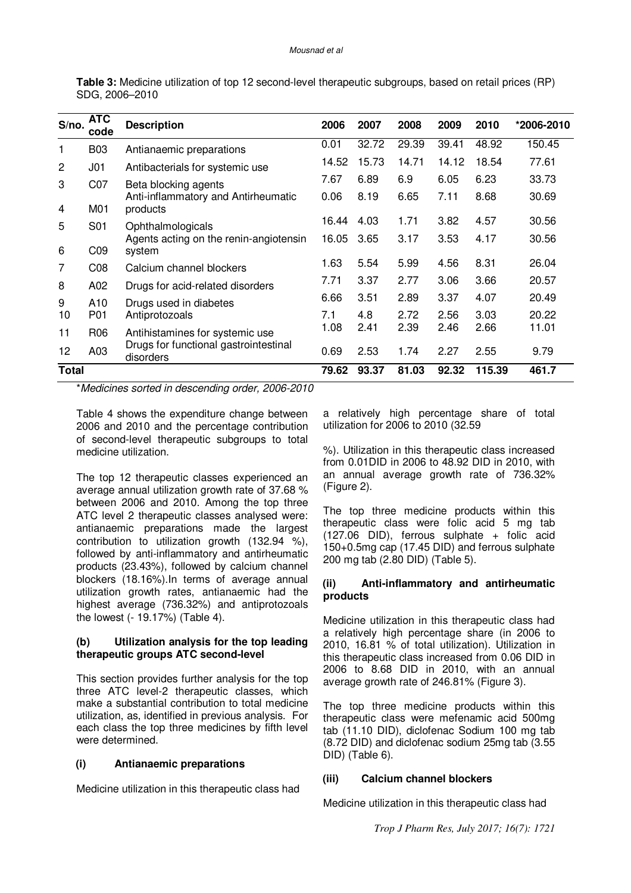**Table 3:** Medicine utilization of top 12 second-level therapeutic subgroups, based on retail prices (RP) SDG, 2006–2010

| S/no. | ATC code | Description | 2006 | 2007 | 2008 | 2009 | 2010 | *2006-2010 |
|---|---|---|---|---|---|---|---|---|
| 1 | B03 | Antianaemic preparations | 0.01 | 32.72 | 29.39 | 39.41 | 48.92 | 150.45 |
| 2 | J01 | Antibacterials for systemic use | 14.52 | 15.73 | 14.71 | 14.12 | 18.54 | 77.61 |
| 3 | C07 | Beta blocking agents | 7.67 | 6.89 | 6.9 | 6.05 | 6.23 | 33.73 |
| 4 | M01 | Anti-inflammatory and Antirheumatic products | 0.06 | 8.19 | 6.65 | 7.11 | 8.68 | 30.69 |
| 5 | S01 | Ophthalmologicals | 16.44 | 4.03 | 1.71 | 3.82 | 4.57 | 30.56 |
| 6 | C09 | Agents acting on the renin-angiotensin system | 16.05 | 3.65 | 3.17 | 3.53 | 4.17 | 30.56 |
| 7 | C08 | Calcium channel blockers | 1.63 | 5.54 | 5.99 | 4.56 | 8.31 | 26.04 |
| 8 | A02 | Drugs for acid-related disorders | 7.71 | 3.37 | 2.77 | 3.06 | 3.66 | 20.57 |
| 9 | A10 | Drugs used in diabetes | 6.66 | 3.51 | 2.89 | 3.37 | 4.07 | 20.49 |
| 10 | P01 | Antiprotozoals | 7.1 | 4.8 | 2.72 | 2.56 | 3.03 | 20.22 |
| 11 | R06 | Antihistamines for systemic use | 1.08 | 2.41 | 2.39 | 2.46 | 2.66 | 11.01 |
| 12 | A03 | Drugs for functional gastrointestinal disorders | 0.69 | 2.53 | 1.74 | 2.27 | 2.55 | 9.79 |
| **Total** | | | **79.62** | **93.37** | **81.03** | **92.32** | **115.39** | **461.7** |

*\*Medicines sorted in descending order, 2006-2010*

Table 4 shows the expenditure change between 2006 and 2010 and the percentage contribution of second-level therapeutic subgroups to total medicine utilization.

The top 12 therapeutic classes experienced an average annual utilization growth rate of 37.68 % between 2006 and 2010. Among the top three ATC level 2 therapeutic classes analysed were: antianaemic preparations made the largest contribution to utilization growth (132.94 %), followed by anti-inflammatory and antirheumatic products (23.43%), followed by calcium channel blockers (18.16%).In terms of average annual utilization growth rates, antianaemic had the highest average (736.32%) and antiprotozoals the lowest (- 19.17%) (Table 4).

#### (b) Utilization analysis for the top leading therapeutic groups ATC second-level

This section provides further analysis for the top three ATC level-2 therapeutic classes, which make a substantial contribution to total medicine utilization, as, identified in previous analysis. For each class the top three medicines by fifth level were determined.

#### (i) Antianaemic preparations

Medicine utilization in this therapeutic class had a relatively high percentage share of total utilization for 2006 to 2010 (32.59

%). Utilization in this therapeutic class increased from 0.01DID in 2006 to 48.92 DID in 2010, with an annual average growth rate of 736.32% (Figure 2).

The top three medicine products within this therapeutic class were folic acid 5 mg tab (127.06 DID), ferrous sulphate + folic acid 150+0.5mg cap (17.45 DID) and ferrous sulphate 200 mg tab (2.80 DID) (Table 5).

#### (ii) Anti-inflammatory and antirheumatic products

Medicine utilization in this therapeutic class had a relatively high percentage share (in 2006 to 2010, 16.81 % of total utilization). Utilization in this therapeutic class increased from 0.06 DID in 2006 to 8.68 DID in 2010, with an annual average growth rate of 246.81% (Figure 3).

The top three medicine products within this therapeutic class were mefenamic acid 500mg tab (11.10 DID), diclofenac Sodium 100 mg tab (8.72 DID) and diclofenac sodium 25mg tab (3.55 DID) (Table 6).

#### (iii) Calcium channel blockers

Medicine utilization in this therapeutic class had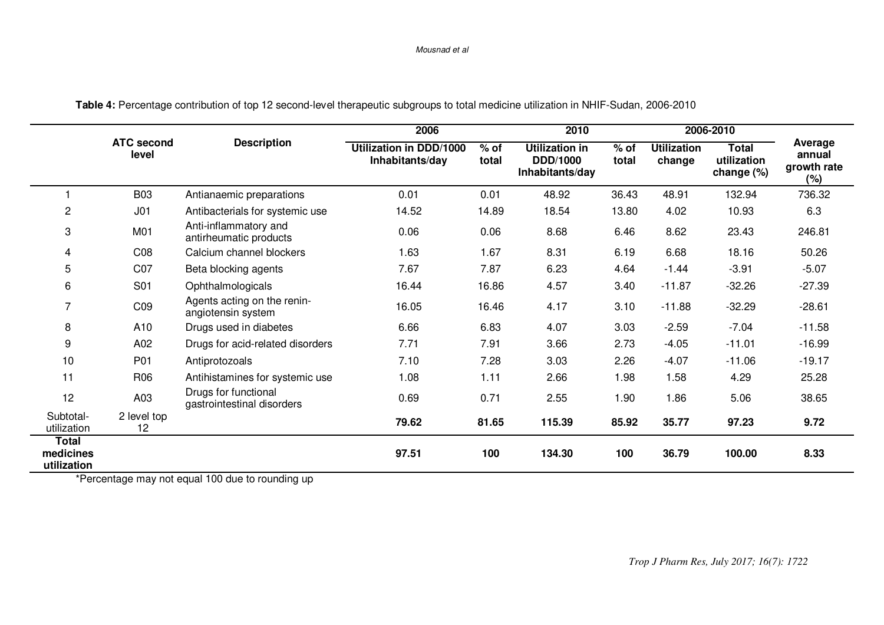**Table 4:** Percentage contribution of top 12 second-level therapeutic subgroups to total medicine utilization in NHIF-Sudan, 2006-2010

| | ATC second level | Description | 2006 | | 2010 | | 2006-2010 | | Average annual growth rate (%) |
|---|---|---|---|---|---|---|---|---|---|
| | | | Utilization in DDD/1000 Inhabitants/day | % of total | Utilization in DDD/1000 Inhabitants/day | % of total | Utilization change | Total utilization change (%) | |
| 1 | B03 | Antianaemic preparations | 0.01 | 0.01 | 48.92 | 36.43 | 48.91 | 132.94 | 736.32 |
| 2 | J01 | Antibacterials for systemic use | 14.52 | 14.89 | 18.54 | 13.80 | 4.02 | 10.93 | 6.3 |
| 3 | M01 | Anti-inflammatory and antirheumatic products | 0.06 | 0.06 | 8.68 | 6.46 | 8.62 | 23.43 | 246.81 |
| 4 | C08 | Calcium channel blockers | 1.63 | 1.67 | 8.31 | 6.19 | 6.68 | 18.16 | 50.26 |
| 5 | C07 | Beta blocking agents | 7.67 | 7.87 | 6.23 | 4.64 | -1.44 | -3.91 | -5.07 |
| 6 | S01 | Ophthalmologicals | 16.44 | 16.86 | 4.57 | 3.40 | -11.87 | -32.26 | -27.39 |
| 7 | C09 | Agents acting on the renin-angiotensin system | 16.05 | 16.46 | 4.17 | 3.10 | -11.88 | -32.29 | -28.61 |
| 8 | A10 | Drugs used in diabetes | 6.66 | 6.83 | 4.07 | 3.03 | -2.59 | -7.04 | -11.58 |
| 9 | A02 | Drugs for acid-related disorders | 7.71 | 7.91 | 3.66 | 2.73 | -4.05 | -11.01 | -16.99 |
| 10 | P01 | Antiprotozoals | 7.10 | 7.28 | 3.03 | 2.26 | -4.07 | -11.06 | -19.17 |
| 11 | R06 | Antihistamines for systemic use | 1.08 | 1.11 | 2.66 | 1.98 | 1.58 | 4.29 | 25.28 |
| 12 | A03 | Drugs for functional gastrointestinal disorders | 0.69 | 0.71 | 2.55 | 1.90 | 1.86 | 5.06 | 38.65 |
| Subtotal-utilization | 2 level top 12 | | **79.62** | **81.65** | **115.39** | **85.92** | **35.77** | **97.23** | **9.72** |
| **Total medicines utilization** | | | **97.51** | **100** | **134.30** | **100** | **36.79** | **100.00** | **8.33** |

*Percentage may not equal 100 due to rounding up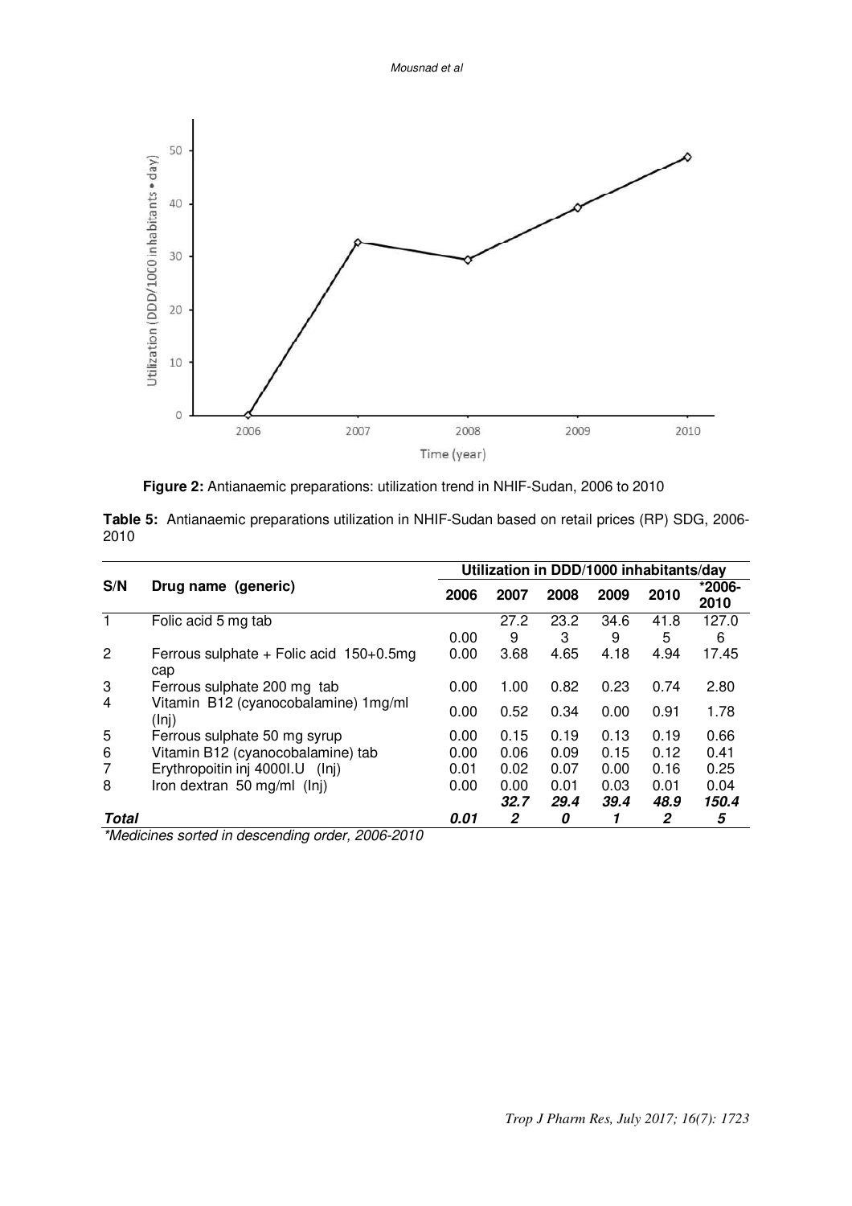**Figure 2:** Antianaemic preparations: utilization trend in NHIF-Sudan, 2006 to 2010

**Table 5:** Antianaemic preparations utilization in NHIF-Sudan based on retail prices (RP) SDG, 2006-2010

| S/N | Drug name (generic) | Utilization in DDD/1000 inhabitants/day | | | | | |
|---|---|---|---|---|---|---|---|
| | | 2006 | 2007 | 2008 | 2009 | 2010 | *2006-2010 |
| 1 | Folic acid 5 mg tab | 0.00 | 27.29 | 23.23 | 34.69 | 41.85 | 127.06 |
| 2 | Ferrous sulphate + Folic acid 150+0.5mg cap | 0.00 | 3.68 | 4.65 | 4.18 | 4.94 | 17.45 |
| 3 | Ferrous sulphate 200 mg tab | 0.00 | 1.00 | 0.82 | 0.23 | 0.74 | 2.80 |
| 4 | Vitamin B12 (cyanocobalamine) 1mg/ml (Inj) | 0.00 | 0.52 | 0.34 | 0.00 | 0.91 | 1.78 |
| 5 | Ferrous sulphate 50 mg syrup | 0.00 | 0.15 | 0.19 | 0.13 | 0.19 | 0.66 |
| 6 | Vitamin B12 (cyanocobalamine) tab | 0.00 | 0.06 | 0.09 | 0.15 | 0.12 | 0.41 |
| 7 | Erythropoitin inj 4000I.U (Inj) | 0.01 | 0.02 | 0.07 | 0.00 | 0.16 | 0.25 |
| 8 | Iron dextran 50 mg/ml (Inj) | 0.00 | 0.00 | 0.01 | 0.03 | 0.01 | 0.04 |
| ***Total*** | | ***0.01*** | ***32.72*** | ***29.40*** | ***39.41*** | ***48.92*** | ***150.45*** |

*\*Medicines sorted in descending order, 2006-2010*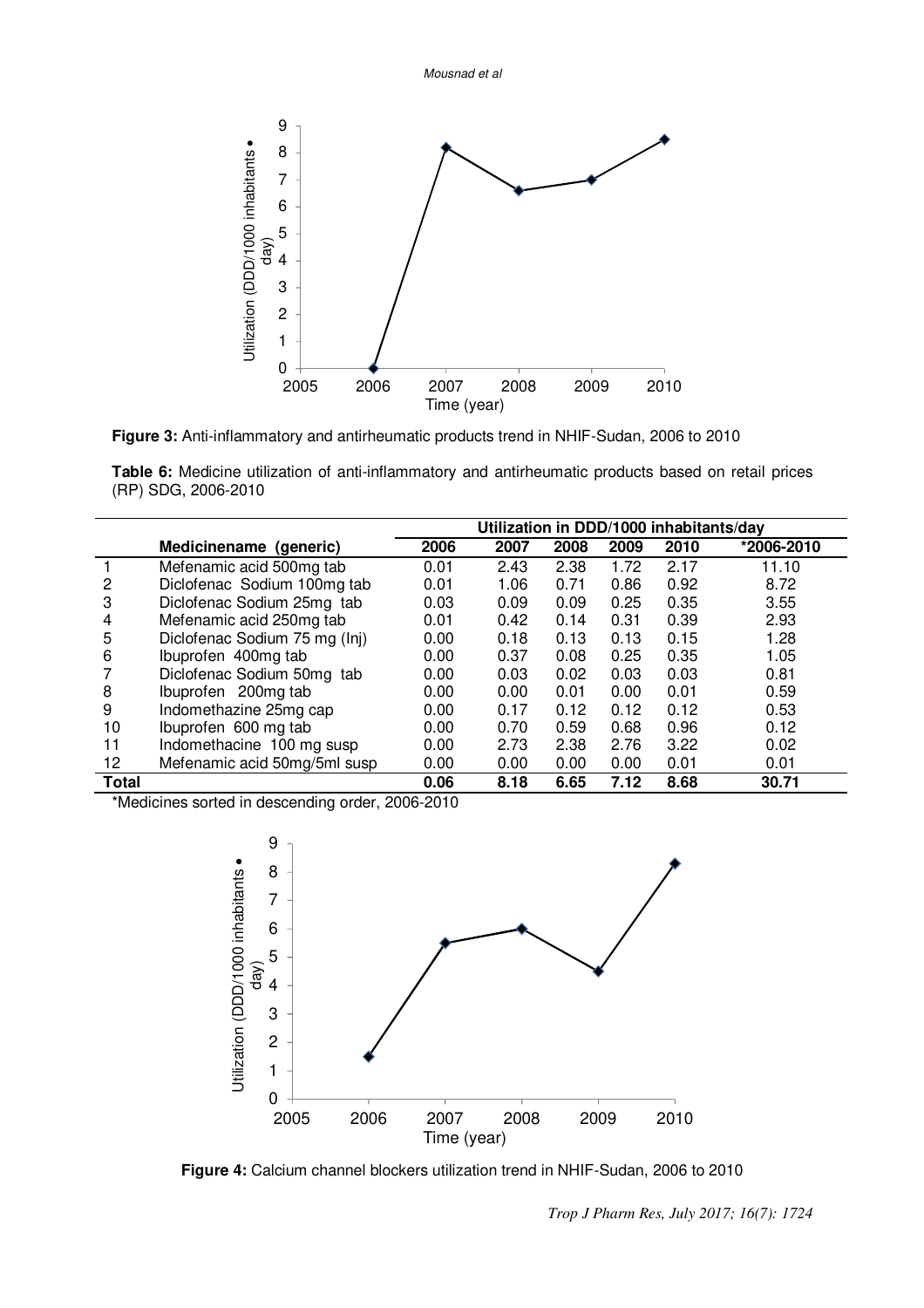**Figure 3:** Anti-inflammatory and antirheumatic products trend in NHIF-Sudan, 2006 to 2010

**Table 6:** Medicine utilization of anti-inflammatory and antirheumatic products based on retail prices (RP) SDG, 2006-2010

| | Medicinename (generic) | Utilization in DDD/1000 inhabitants/day | | | | | |
|---|---|---|---|---|---|---|---|
| | | 2006 | 2007 | 2008 | 2009 | 2010 | *2006-2010 |
| 1 | Mefenamic acid 500mg tab | 0.01 | 2.43 | 2.38 | 1.72 | 2.17 | 11.10 |
| 2 | Diclofenac Sodium 100mg tab | 0.01 | 1.06 | 0.71 | 0.86 | 0.92 | 8.72 |
| 3 | Diclofenac Sodium 25mg tab | 0.03 | 0.09 | 0.09 | 0.25 | 0.35 | 3.55 |
| 4 | Mefenamic acid 250mg tab | 0.01 | 0.42 | 0.14 | 0.31 | 0.39 | 2.93 |
| 5 | Diclofenac Sodium 75 mg (Inj) | 0.00 | 0.18 | 0.13 | 0.13 | 0.15 | 1.28 |
| 6 | Ibuprofen 400mg tab | 0.00 | 0.37 | 0.08 | 0.25 | 0.35 | 1.05 |
| 7 | Diclofenac Sodium 50mg tab | 0.00 | 0.03 | 0.02 | 0.03 | 0.03 | 0.81 |
| 8 | Ibuprofen 200mg tab | 0.00 | 0.00 | 0.01 | 0.00 | 0.01 | 0.59 |
| 9 | Indomethazine 25mg cap | 0.00 | 0.17 | 0.12 | 0.12 | 0.12 | 0.53 |
| 10 | Ibuprofen 600 mg tab | 0.00 | 0.70 | 0.59 | 0.68 | 0.96 | 0.12 |
| 11 | Indomethacine 100 mg susp | 0.00 | 2.73 | 2.38 | 2.76 | 3.22 | 0.02 |
| 12 | Mefenamic acid 50mg/5ml susp | 0.00 | 0.00 | 0.00 | 0.00 | 0.01 | 0.01 |
| **Total** | | **0.06** | **8.18** | **6.65** | **7.12** | **8.68** | **30.71** |

*Medicines sorted in descending order, 2006-2010

**Figure 4:** Calcium channel blockers utilization trend in NHIF-Sudan, 2006 to 2010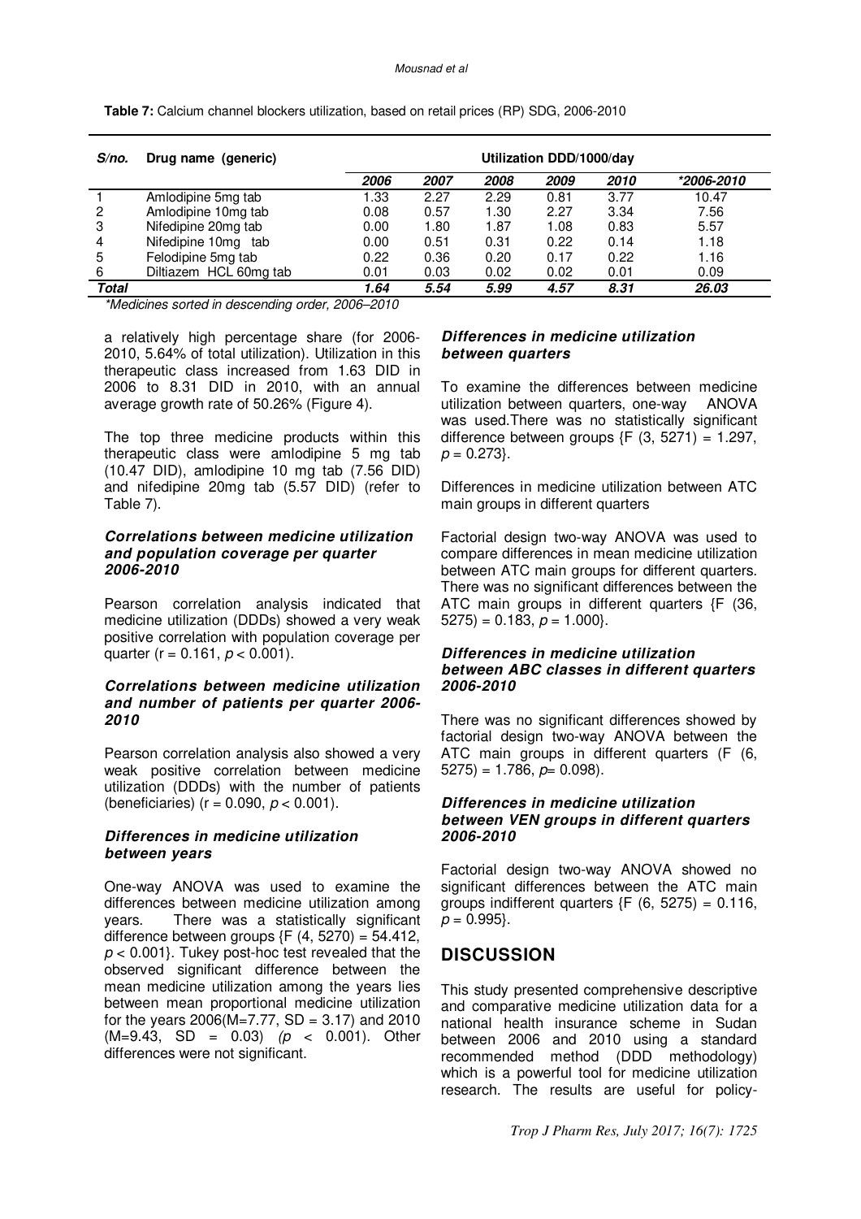**Table 7:** Calcium channel blockers utilization, based on retail prices (RP) SDG, 2006-2010

| *S/no.* | *Drug name (generic)* | **Utilization DDD/1000/day** | | | | | |
|---|---|---|---|---|---|---|---|
| | | *2006* | *2007* | *2008* | *2009* | *2010* | *\*2006-2010* |
| 1 | Amlodipine 5mg tab | 1.33 | 2.27 | 2.29 | 0.81 | 3.77 | 10.47 |
| 2 | Amlodipine 10mg tab | 0.08 | 0.57 | 1.30 | 2.27 | 3.34 | 7.56 |
| 3 | Nifedipine 20mg tab | 0.00 | 1.80 | 1.87 | 1.08 | 0.83 | 5.57 |
| 4 | Nifedipine 10mg tab | 0.00 | 0.51 | 0.31 | 0.22 | 0.14 | 1.18 |
| 5 | Felodipine 5mg tab | 0.22 | 0.36 | 0.20 | 0.17 | 0.22 | 1.16 |
| 6 | Diltiazem HCL 60mg tab | 0.01 | 0.03 | 0.02 | 0.02 | 0.01 | 0.09 |
| ***Total*** | | ***1.64*** | ***5.54*** | ***5.99*** | ***4.57*** | ***8.31*** | ***26.03*** |

*\*Medicines sorted in descending order, 2006–2010*

a relatively high percentage share (for 2006-2010, 5.64% of total utilization). Utilization in this therapeutic class increased from 1.63 DID in 2006 to 8.31 DID in 2010, with an annual average growth rate of 50.26% (Figure 4).

The top three medicine products within this therapeutic class were amlodipine 5 mg tab (10.47 DID), amlodipine 10 mg tab (7.56 DID) and nifedipine 20mg tab (5.57 DID) (refer to Table 7).

### *Correlations between medicine utilization and population coverage per quarter 2006-2010*

Pearson correlation analysis indicated that medicine utilization (DDDs) showed a very weak positive correlation with population coverage per quarter ($r = 0.161$, $p < 0.001$).

### *Correlations between medicine utilization and number of patients per quarter 2006-2010*

Pearson correlation analysis also showed a very weak positive correlation between medicine utilization (DDDs) with the number of patients (beneficiaries) ($r = 0.090$, $p < 0.001$).

### *Differences in medicine utilization between years*

One-way ANOVA was used to examine the differences between medicine utilization among years. There was a statistically significant difference between groups {$F (4, 5270) = 54.412$, $p < 0.001$}. Tukey post-hoc test revealed that the observed significant difference between the mean medicine utilization among the years lies between mean proportional medicine utilization for the years 2006($M=7.77$, $SD = 3.17$) and 2010 ($M=9.43$, $SD = 0.03$) ($p < 0.001$). Other differences were not significant.

### *Differences in medicine utilization between quarters*

To examine the differences between medicine utilization between quarters, one-way ANOVA was used.There was no statistically significant difference between groups {$F (3, 5271) = 1.297$, $p = 0.273$}.

Differences in medicine utilization between ATC main groups in different quarters

Factorial design two-way ANOVA was used to compare differences in mean medicine utilization between ATC main groups for different quarters. There was no significant differences between the ATC main groups in different quarters {$F (36, 5275) = 0.183$, $p = 1.000$}.

### *Differences in medicine utilization between ABC classes in different quarters 2006-2010*

There was no significant differences showed by factorial design two-way ANOVA between the ATC main groups in different quarters ($F (6, 5275) = 1.786$, $p= 0.098$).

### *Differences in medicine utilization between VEN groups in different quarters 2006-2010*

Factorial design two-way ANOVA showed no significant differences between the ATC main groups indifferent quarters {$F (6, 5275) = 0.116$, $p = 0.995$}.

## DISCUSSION

This study presented comprehensive descriptive and comparative medicine utilization data for a national health insurance scheme in Sudan between 2006 and 2010 using a standard recommended method (DDD methodology) which is a powerful tool for medicine utilization research. The results are useful for policy-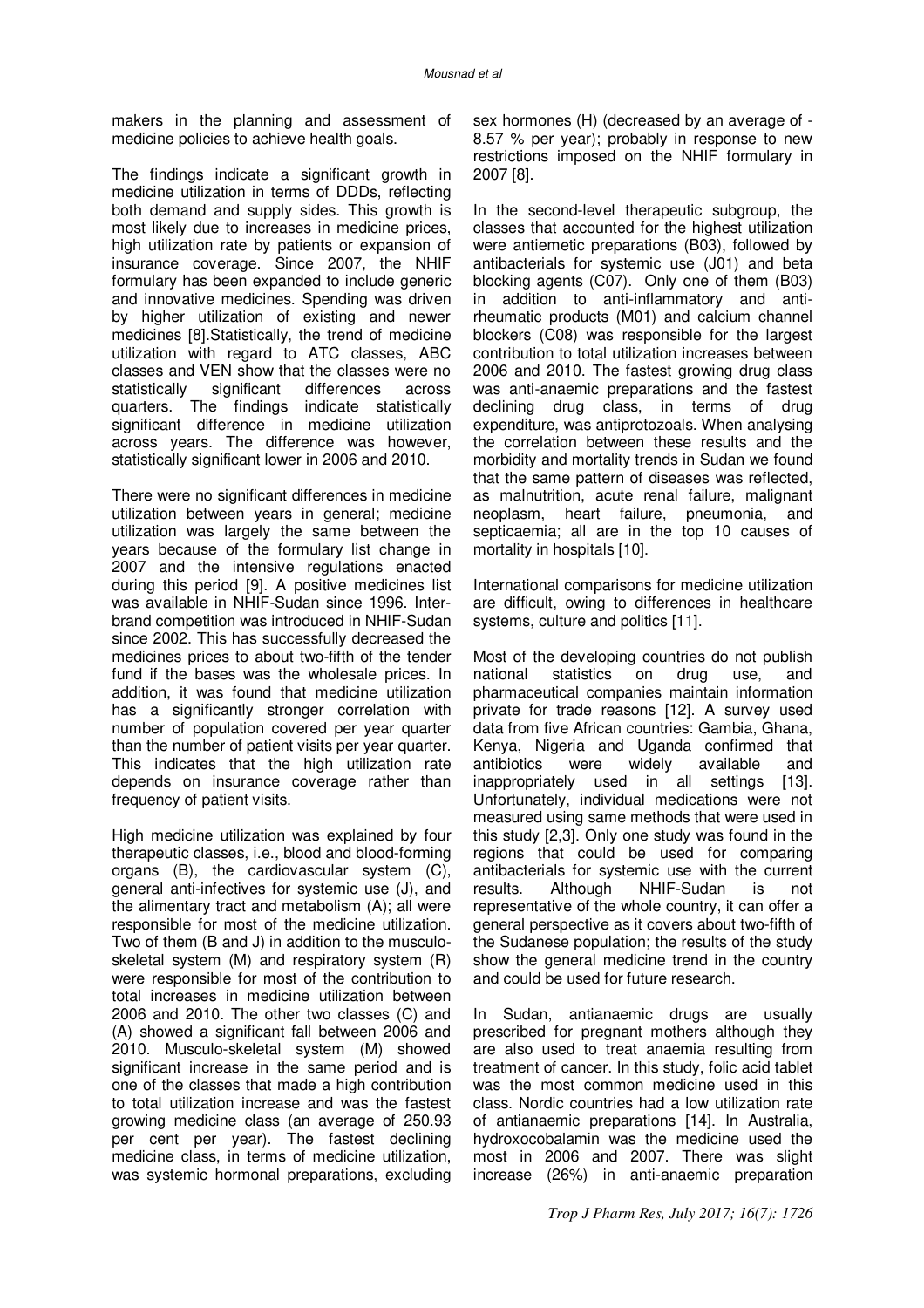makers in the planning and assessment of medicine policies to achieve health goals.

The findings indicate a significant growth in medicine utilization in terms of DDDs, reflecting both demand and supply sides. This growth is most likely due to increases in medicine prices, high utilization rate by patients or expansion of insurance coverage. Since 2007, the NHIF formulary has been expanded to include generic and innovative medicines. Spending was driven by higher utilization of existing and newer medicines [8].Statistically, the trend of medicine utilization with regard to ATC classes, ABC classes and VEN show that the classes were no statistically significant differences across quarters. The findings indicate statistically significant difference in medicine utilization across years. The difference was however, statistically significant lower in 2006 and 2010.

There were no significant differences in medicine utilization between years in general; medicine utilization was largely the same between the years because of the formulary list change in 2007 and the intensive regulations enacted during this period [9]. A positive medicines list was available in NHIF-Sudan since 1996. Inter-brand competition was introduced in NHIF-Sudan since 2002. This has successfully decreased the medicines prices to about two-fifth of the tender fund if the bases was the wholesale prices. In addition, it was found that medicine utilization has a significantly stronger correlation with number of population covered per year quarter than the number of patient visits per year quarter. This indicates that the high utilization rate depends on insurance coverage rather than frequency of patient visits.

High medicine utilization was explained by four therapeutic classes, i.e., blood and blood-forming organs (B), the cardiovascular system (C), general anti-infectives for systemic use (J), and the alimentary tract and metabolism (A); all were responsible for most of the medicine utilization. Two of them (B and J) in addition to the musculo-skeletal system (M) and respiratory system (R) were responsible for most of the contribution to total increases in medicine utilization between 2006 and 2010. The other two classes (C) and (A) showed a significant fall between 2006 and 2010. Musculo-skeletal system (M) showed significant increase in the same period and is one of the classes that made a high contribution to total utilization increase and was the fastest growing medicine class (an average of 250.93 per cent per year). The fastest declining medicine class, in terms of medicine utilization, was systemic hormonal preparations, excluding sex hormones (H) (decreased by an average of -8.57 % per year); probably in response to new restrictions imposed on the NHIF formulary in 2007 [8].

In the second-level therapeutic subgroup, the classes that accounted for the highest utilization were antiemetic preparations (B03), followed by antibacterials for systemic use (J01) and beta blocking agents (C07). Only one of them (B03) in addition to anti-inflammatory and anti-rheumatic products (M01) and calcium channel blockers (C08) was responsible for the largest contribution to total utilization increases between 2006 and 2010. The fastest growing drug class was anti-anaemic preparations and the fastest declining drug class, in terms of drug expenditure, was antiprotozoals. When analysing the correlation between these results and the morbidity and mortality trends in Sudan we found that the same pattern of diseases was reflected, as malnutrition, acute renal failure, malignant neoplasm, heart failure, pneumonia, and septicaemia; all are in the top 10 causes of mortality in hospitals [10].

International comparisons for medicine utilization are difficult, owing to differences in healthcare systems, culture and politics [11].

Most of the developing countries do not publish national statistics on drug use, and pharmaceutical companies maintain information private for trade reasons [12]. A survey used data from five African countries: Gambia, Ghana, Kenya, Nigeria and Uganda confirmed that antibiotics were widely available and inappropriately used in all settings [13]. Unfortunately, individual medications were not measured using same methods that were used in this study [2,3]. Only one study was found in the regions that could be used for comparing antibacterials for systemic use with the current results. Although NHIF-Sudan is not representative of the whole country, it can offer a general perspective as it covers about two-fifth of the Sudanese population; the results of the study show the general medicine trend in the country and could be used for future research.

In Sudan, antianaemic drugs are usually prescribed for pregnant mothers although they are also used to treat anaemia resulting from treatment of cancer. In this study, folic acid tablet was the most common medicine used in this class. Nordic countries had a low utilization rate of antianaemic preparations [14]. In Australia, hydroxocobalamin was the medicine used the most in 2006 and 2007. There was slight increase (26%) in anti-anaemic preparation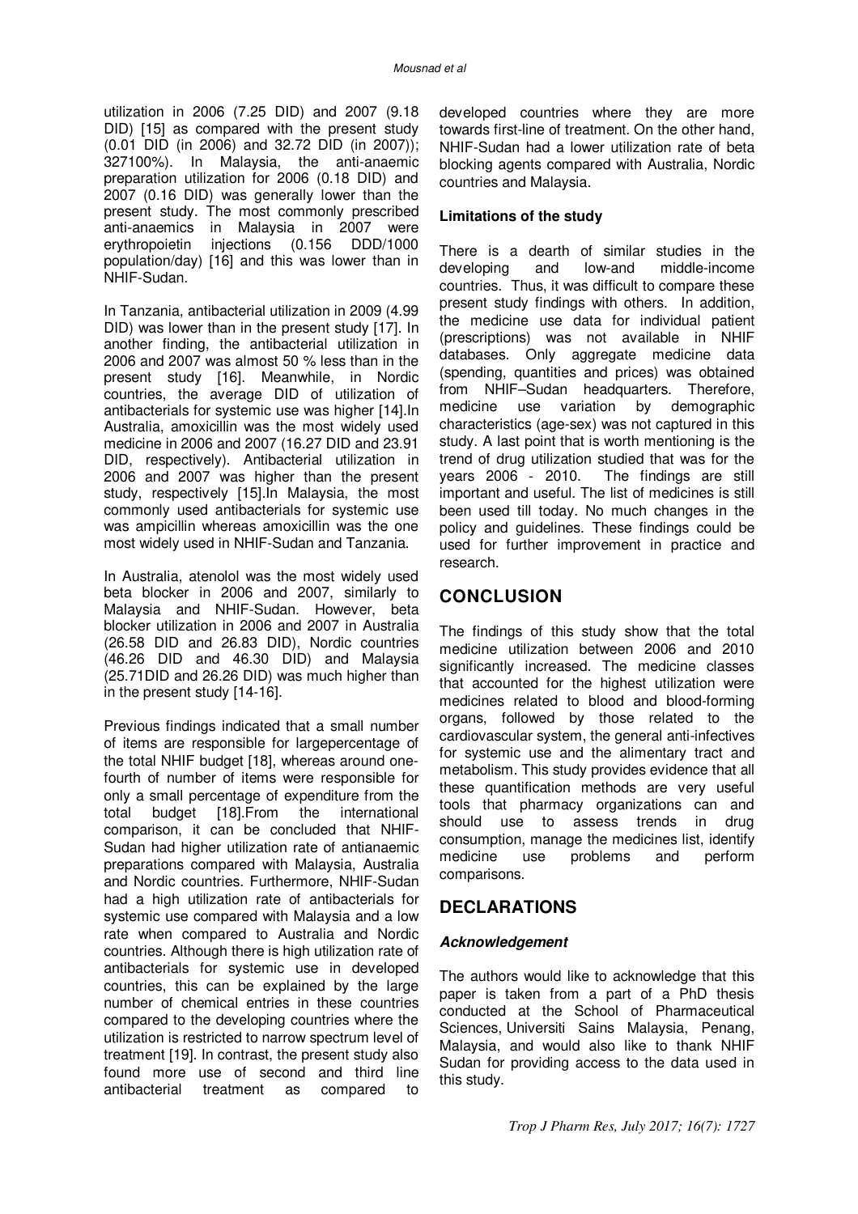utilization in 2006 (7.25 DID) and 2007 (9.18 DID) [15] as compared with the present study (0.01 DID (in 2006) and 32.72 DID (in 2007)); 327100%). In Malaysia, the anti-anaemic preparation utilization for 2006 (0.18 DID) and 2007 (0.16 DID) was generally lower than the present study. The most commonly prescribed anti-anaemics in Malaysia in 2007 were erythropoietin injections (0.156 DDD/1000 population/day) [16] and this was lower than in NHIF-Sudan.

In Tanzania, antibacterial utilization in 2009 (4.99 DID) was lower than in the present study [17]. In another finding, the antibacterial utilization in 2006 and 2007 was almost 50 % less than in the present study [16]. Meanwhile, in Nordic countries, the average DID of utilization of antibacterials for systemic use was higher [14].In Australia, amoxicillin was the most widely used medicine in 2006 and 2007 (16.27 DID and 23.91 DID, respectively). Antibacterial utilization in 2006 and 2007 was higher than the present study, respectively [15].In Malaysia, the most commonly used antibacterials for systemic use was ampicillin whereas amoxicillin was the one most widely used in NHIF-Sudan and Tanzania.

In Australia, atenolol was the most widely used beta blocker in 2006 and 2007, similarly to Malaysia and NHIF-Sudan. However, beta blocker utilization in 2006 and 2007 in Australia (26.58 DID and 26.83 DID), Nordic countries (46.26 DID and 46.30 DID) and Malaysia (25.71DID and 26.26 DID) was much higher than in the present study [14-16].

Previous findings indicated that a small number of items are responsible for largepercentage of the total NHIF budget [18], whereas around one-fourth of number of items were responsible for only a small percentage of expenditure from the total budget [18].From the international comparison, it can be concluded that NHIF-Sudan had higher utilization rate of antianaemic preparations compared with Malaysia, Australia and Nordic countries. Furthermore, NHIF-Sudan had a high utilization rate of antibacterials for systemic use compared with Malaysia and a low rate when compared to Australia and Nordic countries. Although there is high utilization rate of antibacterials for systemic use in developed countries, this can be explained by the large number of chemical entries in these countries compared to the developing countries where the utilization is restricted to narrow spectrum level of treatment [19]. In contrast, the present study also found more use of second and third line antibacterial treatment as compared to developed countries where they are more towards first-line of treatment. On the other hand, NHIF-Sudan had a lower utilization rate of beta blocking agents compared with Australia, Nordic countries and Malaysia.

**Limitations of the study**

There is a dearth of similar studies in the developing and low-and middle-income countries. Thus, it was difficult to compare these present study findings with others. In addition, the medicine use data for individual patient (prescriptions) was not available in NHIF databases. Only aggregate medicine data (spending, quantities and prices) was obtained from NHIF–Sudan headquarters. Therefore, medicine use variation by demographic characteristics (age-sex) was not captured in this study. A last point that is worth mentioning is the trend of drug utilization studied that was for the years 2006 - 2010. The findings are still important and useful. The list of medicines is still been used till today. No much changes in the policy and guidelines. These findings could be used for further improvement in practice and research.

## CONCLUSION

The findings of this study show that the total medicine utilization between 2006 and 2010 significantly increased. The medicine classes that accounted for the highest utilization were medicines related to blood and blood-forming organs, followed by those related to the cardiovascular system, the general anti-infectives for systemic use and the alimentary tract and metabolism. This study provides evidence that all these quantification methods are very useful tools that pharmacy organizations can and should use to assess trends in drug consumption, manage the medicines list, identify medicine use problems and perform comparisons.

## DECLARATIONS

***Acknowledgement***

The authors would like to acknowledge that this paper is taken from a part of a PhD thesis conducted at the School of Pharmaceutical Sciences, Universiti Sains Malaysia, Penang, Malaysia, and would also like to thank NHIF Sudan for providing access to the data used in this study.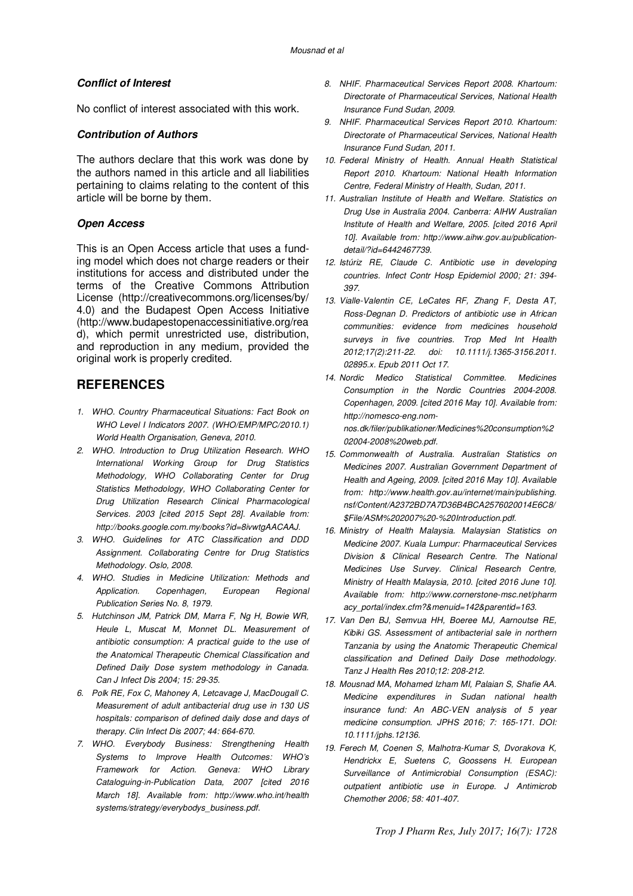### Conflict of Interest

No conflict of interest associated with this work.

### Contribution of Authors

The authors declare that this work was done by the authors named in this article and all liabilities pertaining to claims relating to the content of this article will be borne by them.

### Open Access

This is an Open Access article that uses a funding model which does not charge readers or their institutions for access and distributed under the terms of the Creative Commons Attribution License (http://creativecommons.org/licenses/by/4.0) and the Budapest Open Access Initiative (http://www.budapestopenaccessinitiative.org/read), which permit unrestricted use, distribution, and reproduction in any medium, provided the original work is properly credited.

## REFERENCES

1. WHO. Country Pharmaceutical Situations: Fact Book on WHO Level I Indicators 2007. (WHO/EMP/MPC/2010.1) World Health Organisation, Geneva, 2010.
2. WHO. Introduction to Drug Utilization Research. WHO International Working Group for Drug Statistics Methodology, WHO Collaborating Center for Drug Statistics Methodology, WHO Collaborating Center for Drug Utilization Research Clinical Pharmacological Services. 2003 [cited 2015 Sept 28]. Available from: http://books.google.com.my/books?id=8ivwtgAACAAJ.
3. WHO. Guidelines for ATC Classification and DDD Assignment. Collaborating Centre for Drug Statistics Methodology. Oslo, 2008.
4. WHO. Studies in Medicine Utilization: Methods and Application. Copenhagen, European Regional Publication Series No. 8, 1979.
5. Hutchinson JM, Patrick DM, Marra F, Ng H, Bowie WR, Heule L, Muscat M, Monnet DL. Measurement of antibiotic consumption: A practical guide to the use of the Anatomical Therapeutic Chemical Classification and Defined Daily Dose system methodology in Canada. Can J Infect Dis 2004; 15: 29-35.
6. Polk RE, Fox C, Mahoney A, Letcavage J, MacDougall C. Measurement of adult antibacterial drug use in 130 US hospitals: comparison of defined daily dose and days of therapy. Clin Infect Dis 2007; 44: 664-670.
7. WHO. Everybody Business: Strengthening Health Systems to Improve Health Outcomes: WHO's Framework for Action. Geneva: WHO Library Cataloguing-in-Publication Data, 2007 [cited 2016 March 18]. Available from: http://www.who.int/healthsystems/strategy/everybodys_business.pdf.
8. NHIF. Pharmaceutical Services Report 2008. Khartoum: Directorate of Pharmaceutical Services, National Health Insurance Fund Sudan, 2009.
9. NHIF. Pharmaceutical Services Report 2010. Khartoum: Directorate of Pharmaceutical Services, National Health Insurance Fund Sudan, 2011.
10. Federal Ministry of Health. Annual Health Statistical Report 2010. Khartoum: National Health Information Centre, Federal Ministry of Health, Sudan, 2011.
11. Australian Institute of Health and Welfare. Statistics on Drug Use in Australia 2004. Canberra: AIHW Australian Institute of Health and Welfare, 2005. [cited 2016 April 10]. Available from: http://www.aihw.gov.au/publication-detail/?id=6442467739.
12. Istúriz RE, Claude C. Antibiotic use in developing countries. Infect Contr Hosp Epidemiol 2000; 21: 394-397.
13. Vialle-Valentin CE, LeCates RF, Zhang F, Desta AT, Ross-Degnan D. Predictors of antibiotic use in African communities: evidence from medicines household surveys in five countries. Trop Med Int Health 2012;17(2):211-22. doi: 10.1111/j.1365-3156.2011.02895.x. Epub 2011 Oct 17.
14. Nordic Medico Statistical Committee. Medicines Consumption in the Nordic Countries 2004-2008. Copenhagen, 2009. [cited 2016 May 10]. Available from: http://nomesco-eng.nom-nos.dk/filer/publikationer/Medicines%20consumption%202004-2008%20web.pdf.
15. Commonwealth of Australia. Australian Statistics on Medicines 2007. Australian Government Department of Health and Ageing, 2009. [cited 2016 May 10]. Available from: http://www.health.gov.au/internet/main/publishing.nsf/Content/A2372BD7A7D36B4BCA2576020014E6C8/$File/ASM%202007%20-%20Introduction.pdf.
16. Ministry of Health Malaysia. Malaysian Statistics on Medicine 2007. Kuala Lumpur: Pharmaceutical Services Division & Clinical Research Centre. The National Medicines Use Survey. Clinical Research Centre, Ministry of Health Malaysia, 2010. [cited 2016 June 10]. Available from: http://www.cornerstone-msc.net/pharmacy_portal/index.cfm?&menuid=142&parentid=163.
17. Van Den BJ, Semvua HH, Boeree MJ, Aarnoutse RE, Kibiki GS. Assessment of antibacterial sale in northern Tanzania by using the Anatomic Therapeutic Chemical classification and Defined Daily Dose methodology. Tanz J Health Res 2010;12: 208-212.
18. Mousnad MA, Mohamed Izham MI, Palaian S, Shafie AA. Medicine expenditures in Sudan national health insurance fund: An ABC-VEN analysis of 5 year medicine consumption. JPHS 2016; 7: 165-171. DOI: 10.1111/jphs.12136.
19. Ferech M, Coenen S, Malhotra-Kumar S, Dvorakova K, Hendrickx E, Suetens C, Goossens H. European Surveillance of Antimicrobial Consumption (ESAC): outpatient antibiotic use in Europe. J Antimicrob Chemother 2006; 58: 401-407.